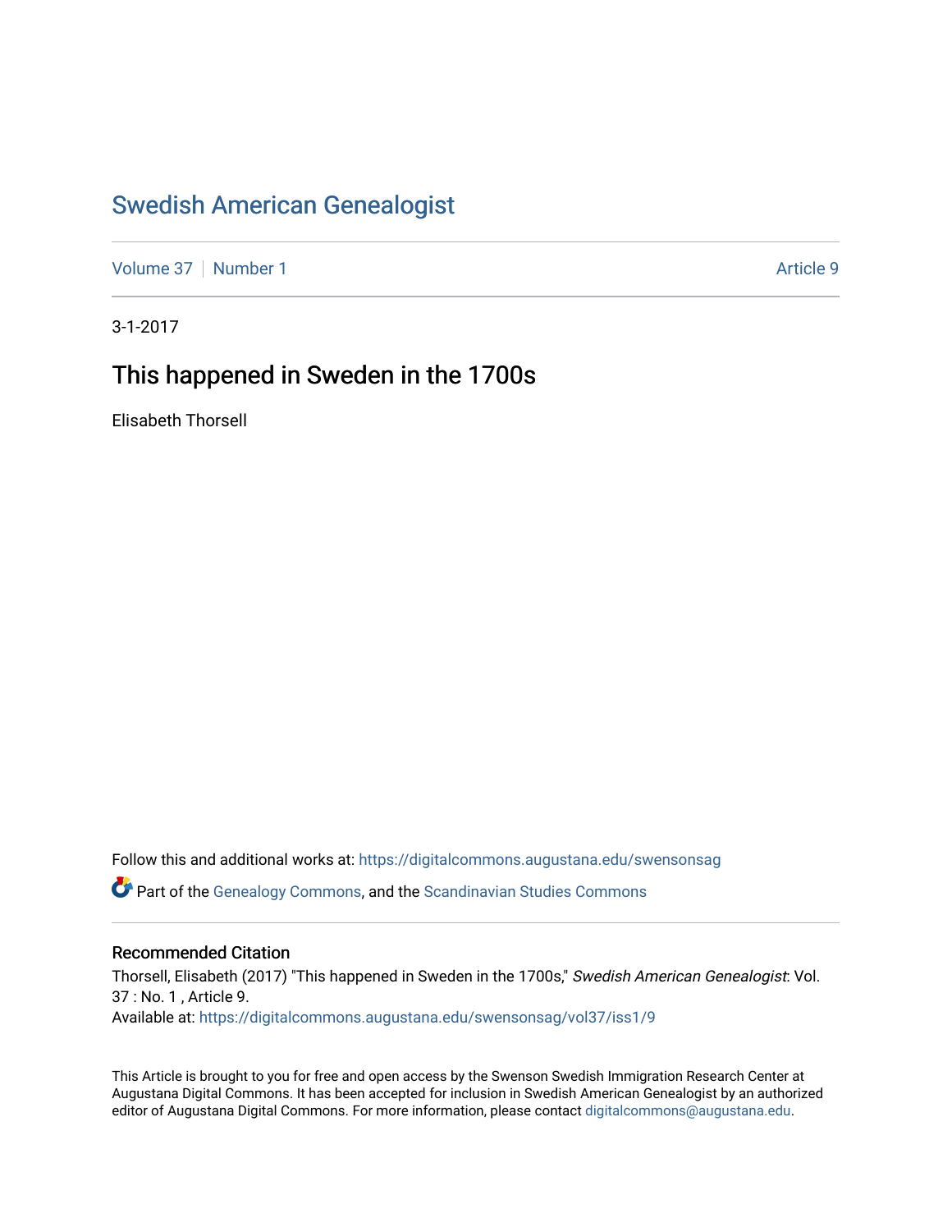# Swedish American Genealogist

Volume 37 | Number 1 | Article 9

3-1-2017

## This happened in Sweden in the 1700s

Elisabeth Thorsell

Follow this and additional works at: https://digitalcommons.augustana.edu/swensonsag

Part of the Genealogy Commons, and the Scandinavian Studies Commons

### Recommended Citation

Thorsell, Elisabeth (2017) "This happened in Sweden in the 1700s," *Swedish American Genealogist*: Vol. 37 : No. 1 , Article 9.
Available at: https://digitalcommons.augustana.edu/swensonsag/vol37/iss1/9

This Article is brought to you for free and open access by the Swenson Swedish Immigration Research Center at Augustana Digital Commons. It has been accepted for inclusion in Swedish American Genealogist by an authorized editor of Augustana Digital Commons. For more information, please contact digitalcommons@augustana.edu.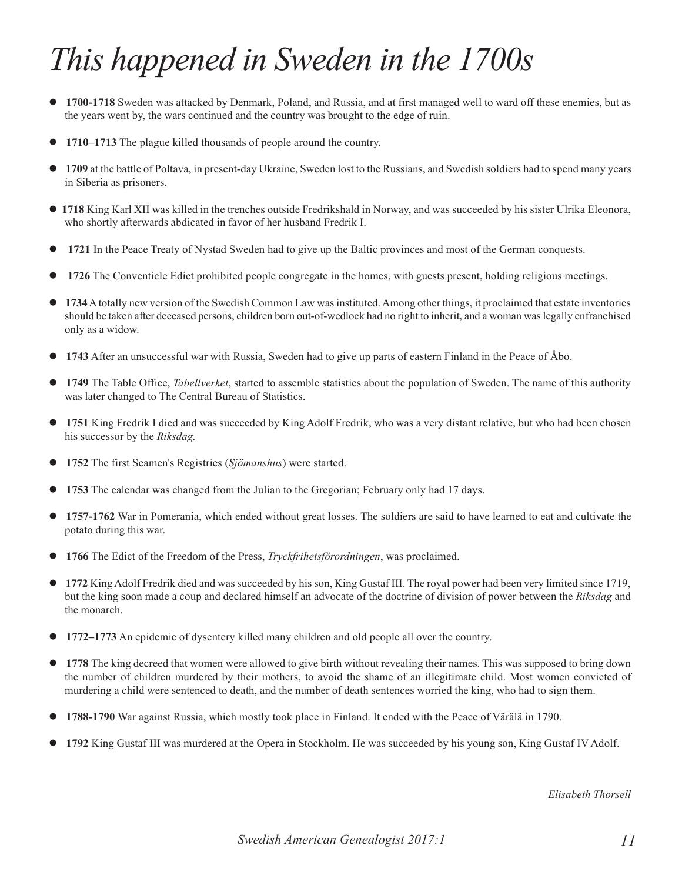# *This happened in Sweden in the 1700s*

- **1700-1718** Sweden was attacked by Denmark, Poland, and Russia, and at first managed well to ward off these enemies, but as the years went by, the wars continued and the country was brought to the edge of ruin.
- **1710–1713** The plague killed thousands of people around the country.
- **1709** at the battle of Poltava, in present-day Ukraine, Sweden lost to the Russians, and Swedish soldiers had to spend many years in Siberia as prisoners.
- **1718** King Karl XII was killed in the trenches outside Fredrikshald in Norway, and was succeeded by his sister Ulrika Eleonora, who shortly afterwards abdicated in favor of her husband Fredrik I.
- **1721** In the Peace Treaty of Nystad Sweden had to give up the Baltic provinces and most of the German conquests.
- **1726** The Conventicle Edict prohibited people congregate in the homes, with guests present, holding religious meetings.
- **1734** A totally new version of the Swedish Common Law was instituted. Among other things, it proclaimed that estate inventories should be taken after deceased persons, children born out-of-wedlock had no right to inherit, and a woman was legally enfranchised only as a widow.
- **1743** After an unsuccessful war with Russia, Sweden had to give up parts of eastern Finland in the Peace of Åbo.
- **1749** The Table Office, *Tabellverket*, started to assemble statistics about the population of Sweden. The name of this authority was later changed to The Central Bureau of Statistics.
- **1751** King Fredrik I died and was succeeded by King Adolf Fredrik, who was a very distant relative, but who had been chosen his successor by the *Riksdag.*
- **1752** The first Seamen's Registries (*Sjömanshus*) were started.
- **1753** The calendar was changed from the Julian to the Gregorian; February only had 17 days.
- **1757-1762** War in Pomerania, which ended without great losses. The soldiers are said to have learned to eat and cultivate the potato during this war.
- **1766** The Edict of the Freedom of the Press, *Tryckfrihetsförordningen*, was proclaimed.
- **1772** King Adolf Fredrik died and was succeeded by his son, King Gustaf III. The royal power had been very limited since 1719, but the king soon made a coup and declared himself an advocate of the doctrine of division of power between the *Riksdag* and the monarch.
- **1772–1773** An epidemic of dysentery killed many children and old people all over the country.
- **1778** The king decreed that women were allowed to give birth without revealing their names. This was supposed to bring down the number of children murdered by their mothers, to avoid the shame of an illegitimate child. Most women convicted of murdering a child were sentenced to death, and the number of death sentences worried the king, who had to sign them.
- **1788-1790** War against Russia, which mostly took place in Finland. It ended with the Peace of Värälä in 1790.
- **1792** King Gustaf III was murdered at the Opera in Stockholm. He was succeeded by his young son, King Gustaf IV Adolf.

*Elisabeth Thorsell*